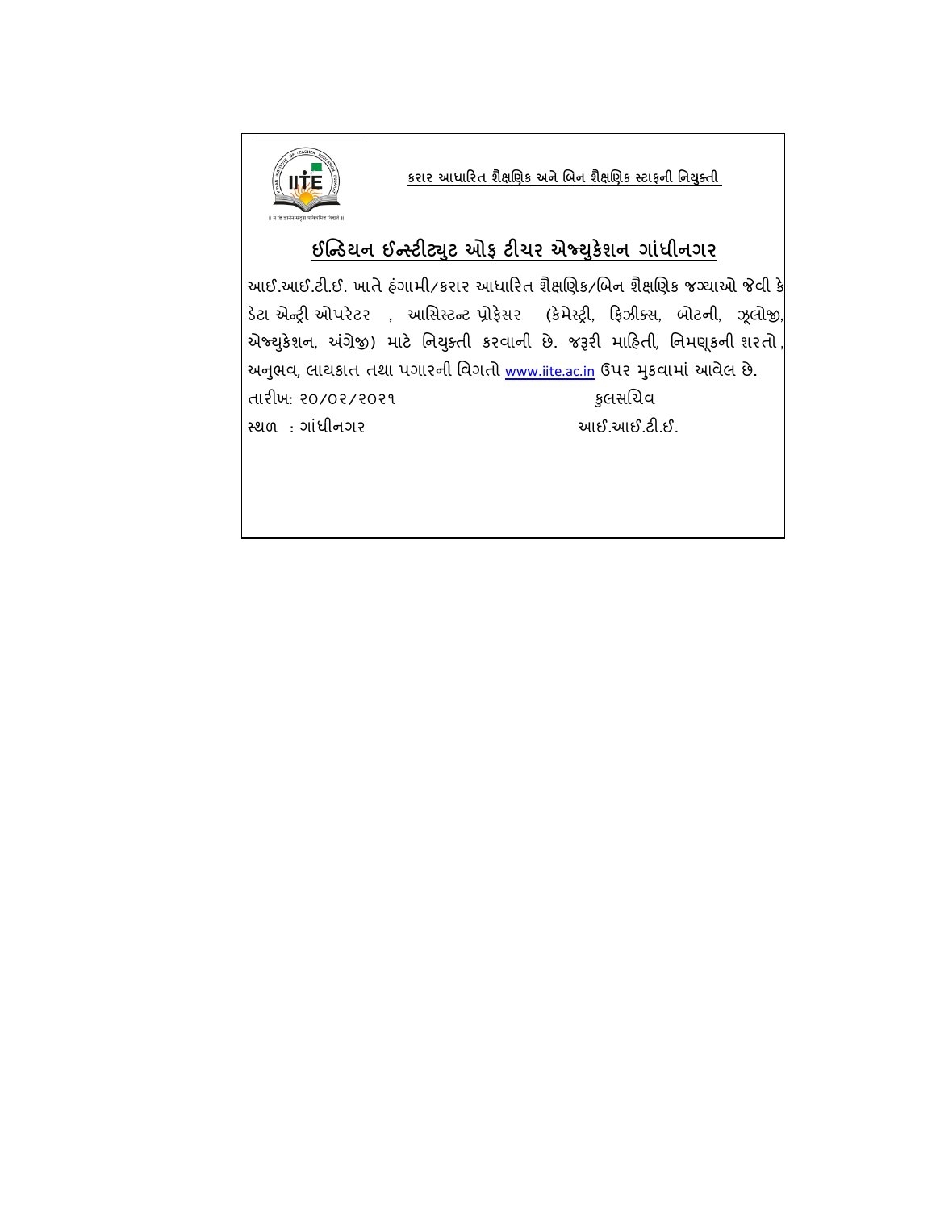**કરાર આધારિત શૈક્ષણિક અને બિન શૈક્ષણિક સ્ટાફની નિયુક્તી**

## ઈન્ડિયન ઈન્સ્ટીટ્યુટ ઓફ ટીચર એજ્યુકેશન ગાંધીનગર

આઈ.આઈ.ટી.ઈ. ખાતે હંગામી/કરાર આધારિત શૈક્ષણિક/બિન શૈક્ષણિક જગ્યાઓ જેવી કે ડેટા એન્ટ્રી ઓપરેટર , આસિસ્ટન્ટ પ્રોફેસર (કેમેસ્ટ્રી, ફિઝીક્સ, બોટની, ઝૂલોજી, એજ્યુકેશન, અંગ્રેજી) માટે નિયુક્તી કરવાની છે. જરૂરી માહિતી, નિમણૂકની શરતો, અનુભવ, લાયકાત તથા પગારની વિગતો www.iite.ac.in ઉપર મુકવામાં આવેલ છે.

તારીખ: ૨૦/૦૨/૨૦૨૧ — કુલસચિવ

સ્થળ : ગાંધીનગર — આઈ.આઈ.ટી.ઈ.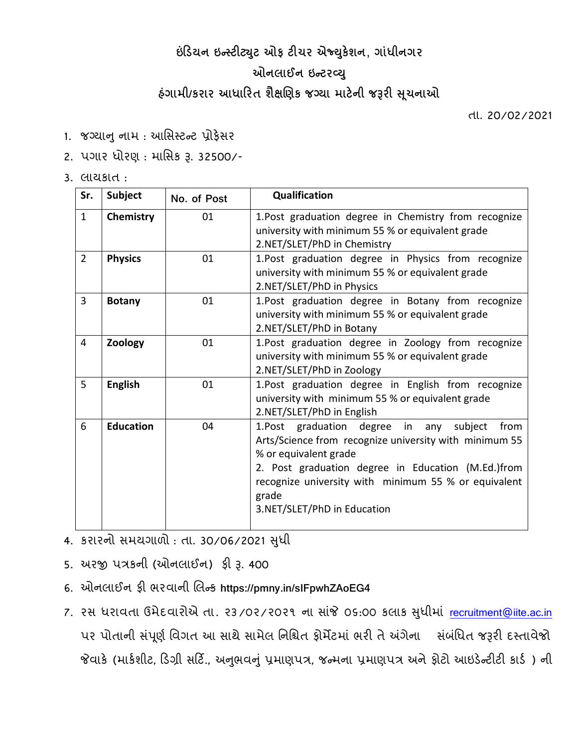# ઇંડિયન ઇન્સ્ટીટ્યુટ ઓફ ટીચર એજ્યુકેશન, ગાંધીનગર

## ઓનલાઈન ઇન્ટરવ્યુ

## હંગામી/કરાર આધારિત શૈક્ષણિક જગ્યા માટેની જરૂરી સૂચનાઓ

તા. 20/02/2021

1. જગ્યાનુ નામ : આસિસ્ટન્ટ પ્રોફેસર
2. પગાર ધોરણ : માસિક રૂ. 32500/-
3. લાયકાત :

| Sr. | Subject | No. of Post | Qualification |
|---|---|---|---|
| 1 | **Chemistry** | 01 | 1.Post graduation degree in Chemistry from recognize university with minimum 55 % or equivalent grade<br>2.NET/SLET/PhD in Chemistry |
| 2 | **Physics** | 01 | 1.Post graduation degree in Physics from recognize university with minimum 55 % or equivalent grade<br>2.NET/SLET/PhD in Physics |
| 3 | **Botany** | 01 | 1.Post graduation degree in Botany from recognize university with minimum 55 % or equivalent grade<br>2.NET/SLET/PhD in Botany |
| 4 | **Zoology** | 01 | 1.Post graduation degree in Zoology from recognize university with minimum 55 % or equivalent grade<br>2.NET/SLET/PhD in Zoology |
| 5 | **English** | 01 | 1.Post graduation degree in English from recognize university with minimum 55 % or equivalent grade<br>2.NET/SLET/PhD in English |
| 6 | **Education** | 04 | 1.Post graduation degree in any subject from Arts/Science from recognize university with minimum 55 % or equivalent grade<br>2. Post graduation degree in Education (M.Ed.)from recognize university with minimum 55 % or equivalent grade<br>3.NET/SLET/PhD in Education |

4. કરારનો સમયગાળો : તા. 30/06/2021 સુધી
5. અરજી પત્રકની (ઓનલાઈન) ફી રૂ. 400
6. ઓનલાઈન ફી ભરવાની લિન્ક https://pmny.in/sIFpwhZAoEG4
7. રસ ધરાવતા ઉમેદવારોએ તા. ૨૩/૦૨/૨૦૨૧ ના સાંજે ૦૬:૦૦ કલાક સુધીમાં recruitment@iite.ac.in પર પોતાની સંપૂર્ણ વિગત આ સાથે સામેલ નિશ્ચિત ફોર્મેટમાં ભરી તે અંગેના સંબંધિત જરૂરી દસ્તાવેજો જેવાકે (માર્કશીટ, ડિગ્રી સર્ટિ., અનુભવનું પ્રમાણપત્ર, જન્મના પ્રમાણપત્ર અને ફોટો આઇડેન્ટીટી કાર્ડ ) ની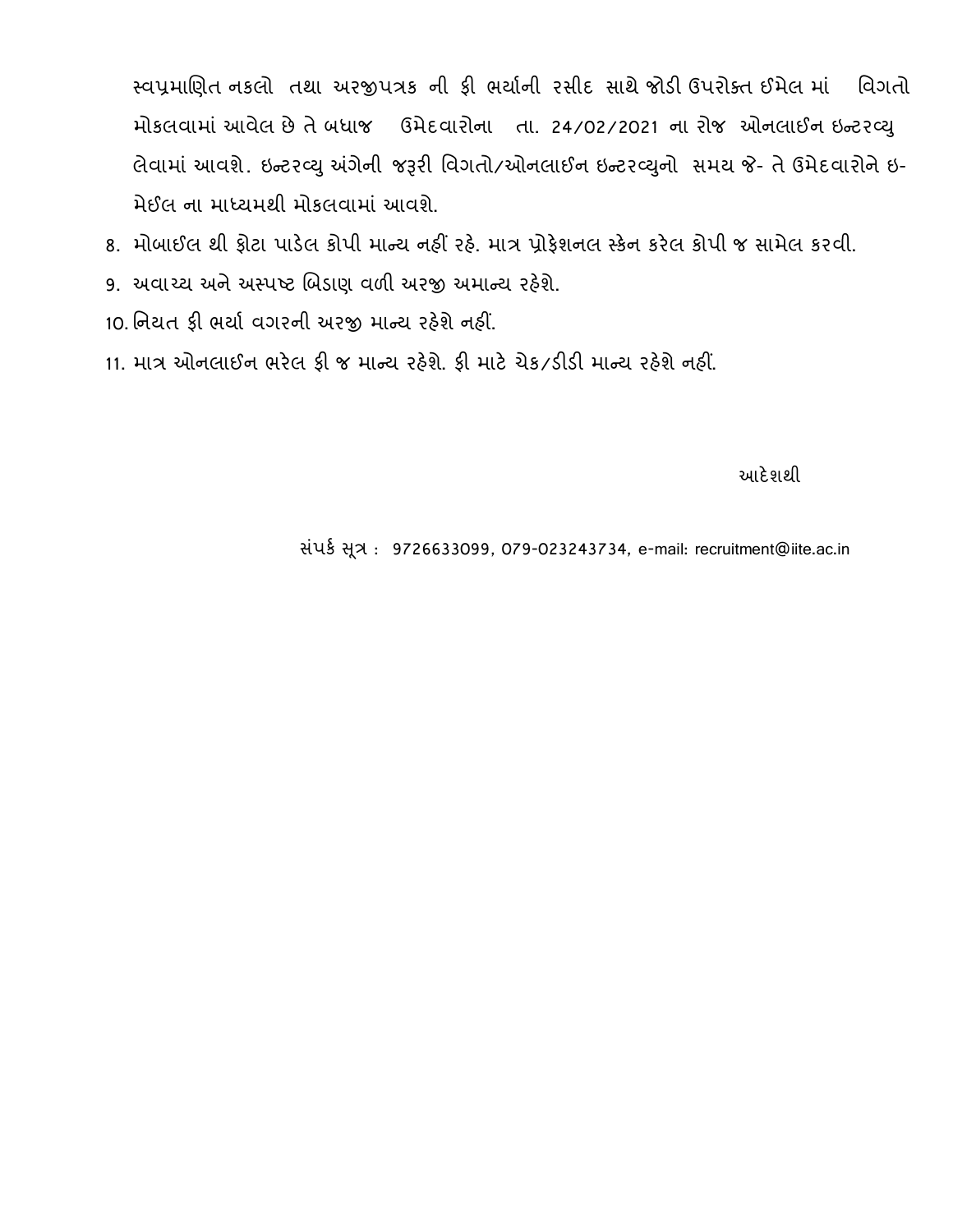સ્વપ્રમાણિત નકલો તથા અરજીપત્રક ની ફી ભર્યાની રસીદ સાથે જોડી ઉપરોક્ત ઈમેલ માં વિગતો મોકલવામાં આવેલ છે તે બધાજ ઉમેદવારોના તા. 24/02/2021 ના રોજ ઓનલાઈન ઇન્ટરવ્યુ લેવામાં આવશે. ઇન્ટરવ્યુ અંગેની જરૂરી વિગતો/ઓનલાઈન ઇન્ટરવ્યુનો સમય જે- તે ઉમેદવારોને ઇ-મેઈલ ના માધ્યમથી મોકલવામાં આવશે.

8. મોબાઈલ થી ફોટા પાડેલ કોપી માન્ય નહીં રહે. માત્ર પ્રોફેશનલ સ્કેન કરેલ કોપી જ સામેલ કરવી.
9. અવાચ્ય અને અસ્પષ્ટ બિડાણ વળી અરજી અમાન્ય રહેશે.
10. નિયત ફી ભર્યા વગરની અરજી માન્ય રહેશે નહીં.
11. માત્ર ઓનલાઈન ભરેલ ફી જ માન્ય રહેશે. ફી માટે ચેક/ડીડી માન્ય રહેશે નહીં.

આદેશથી

સંપર્ક સૂત્ર : 9726633099, 079-023243734, e-mail: recruitment@iite.ac.in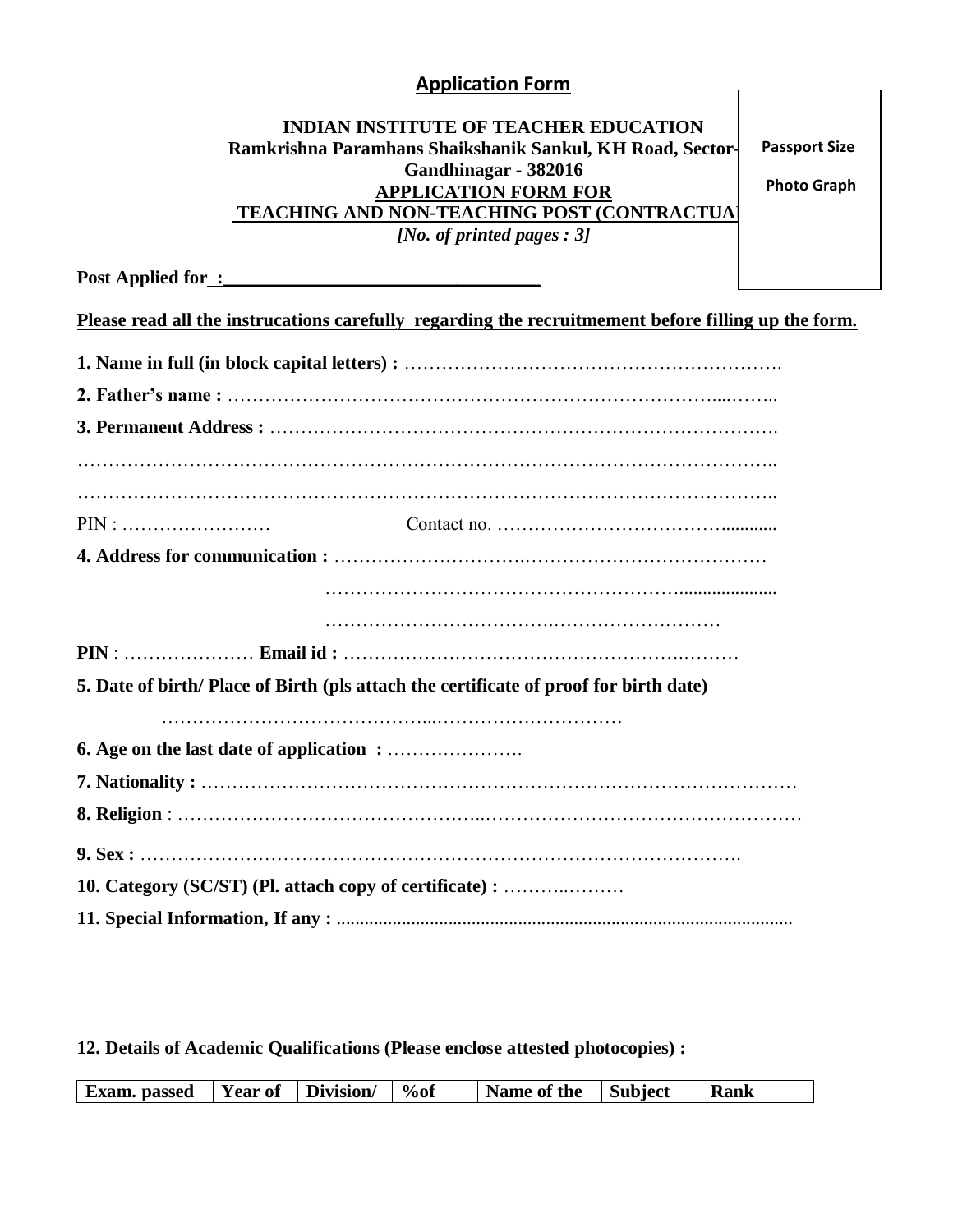## Application Form

**INDIAN INSTITUTE OF TEACHER EDUCATION**
**Ramkrishna Paramhans Shaikshanik Sankul, KH Road, Sector-**
**Gandhinagar - 382016**
**APPLICATION FORM FOR**
**TEACHING AND NON-TEACHING POST (CONTRACTUAL**
***[No. of printed pages : 3]***

Passport Size

Photo Graph

**Post Applied for :**________________________________

**Please read all the instrucations carefully regarding the recruitmement before filling up the form.**

**1. Name in full (in block capital letters) :** …………………………………………………….

**2. Father's name :** ………………………………………………………………………...……..

**3. Permanent Address :** ……………………………………………………………………….

…………………………………………………………………………………………………..

…………………………………………………………………………………………………..

PIN : …………………… Contact no. ………………………………............

**4. Address for communication :** ……………………………………………………………

…………………………………………………......................

…………………………………………………………………

**PIN** : ………………… **Email id :** ……………………………………………………………

**5. Date of birth/ Place of Birth (pls attach the certificate of proof for birth date)**

…………………………………...…………………………

**6. Age on the last date of application :** ………………….

**7. Nationality :** …………………………………………………………………………………

**8. Religion** : ………………………………………..……………………………………………

**9. Sex :** ……………………………………………………………………………………….

**10. Category (SC/ST) (Pl. attach copy of certificate) :** ……….………

**11. Special Information, If any :** ..................................................................................................

**12. Details of Academic Qualifications (Please enclose attested photocopies) :**

| Exam. passed | Year of | Division/ | %of | Name of the | Subject | Rank |
|---|---|---|---|---|---|---|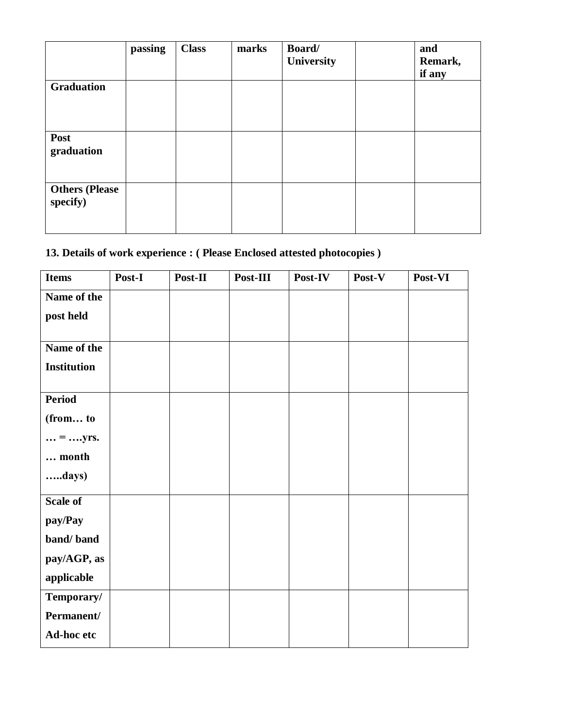| | passing | Class | marks | Board/ University | | and Remark, if any |
|---|---|---|---|---|---|---|
| **Graduation** | | | | | | |
| **Post graduation** | | | | | | |
| **Others (Please specify)** | | | | | | |

**13. Details of work experience : ( Please Enclosed attested photocopies )**

| Items | Post-I | Post-II | Post-III | Post-IV | Post-V | Post-VI |
|---|---|---|---|---|---|---|
| **Name of the post held** | | | | | | |
| **Name of the Institution** | | | | | | |
| **Period (from… to … = ….yrs. … month …..days)** | | | | | | |
| **Scale of pay/Pay band/ band pay/AGP, as applicable** | | | | | | |
| **Temporary/ Permanent/ Ad-hoc etc** | | | | | | |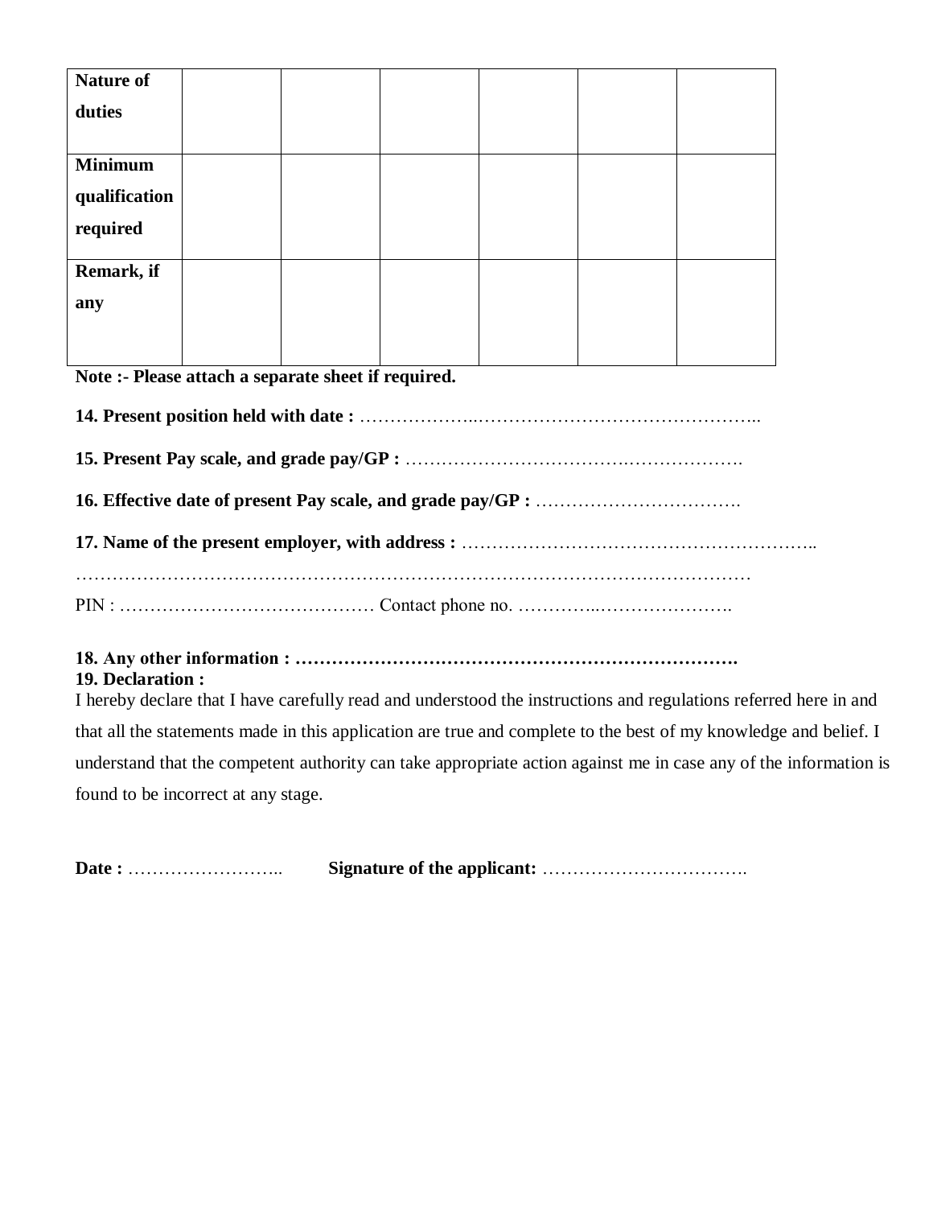| | | | | | | |
|---|---|---|---|---|---|---|
| **Nature of duties** | | | | | | |
| **Minimum qualification required** | | | | | | |
| **Remark, if any** | | | | | | |

**Note :- Please attach a separate sheet if required.**

**14. Present position held with date :** ………………..………………………………………..

**15. Present Pay scale, and grade pay/GP :** ……………………………….……………….

**16. Effective date of present Pay scale, and grade pay/GP :** …………………………….

**17. Name of the present employer, with address :** ………………………………………………..

…………………………………………………………………………………………………

PIN : …………………………………… Contact phone no. …………..………………….

**18. Any other information : …………………………………………………………….**

**19. Declaration :**

I hereby declare that I have carefully read and understood the instructions and regulations referred here in and that all the statements made in this application are true and complete to the best of my knowledge and belief. I understand that the competent authority can take appropriate action against me in case any of the information is found to be incorrect at any stage.

**Date :** …………………….. **Signature of the applicant:** …………………………….